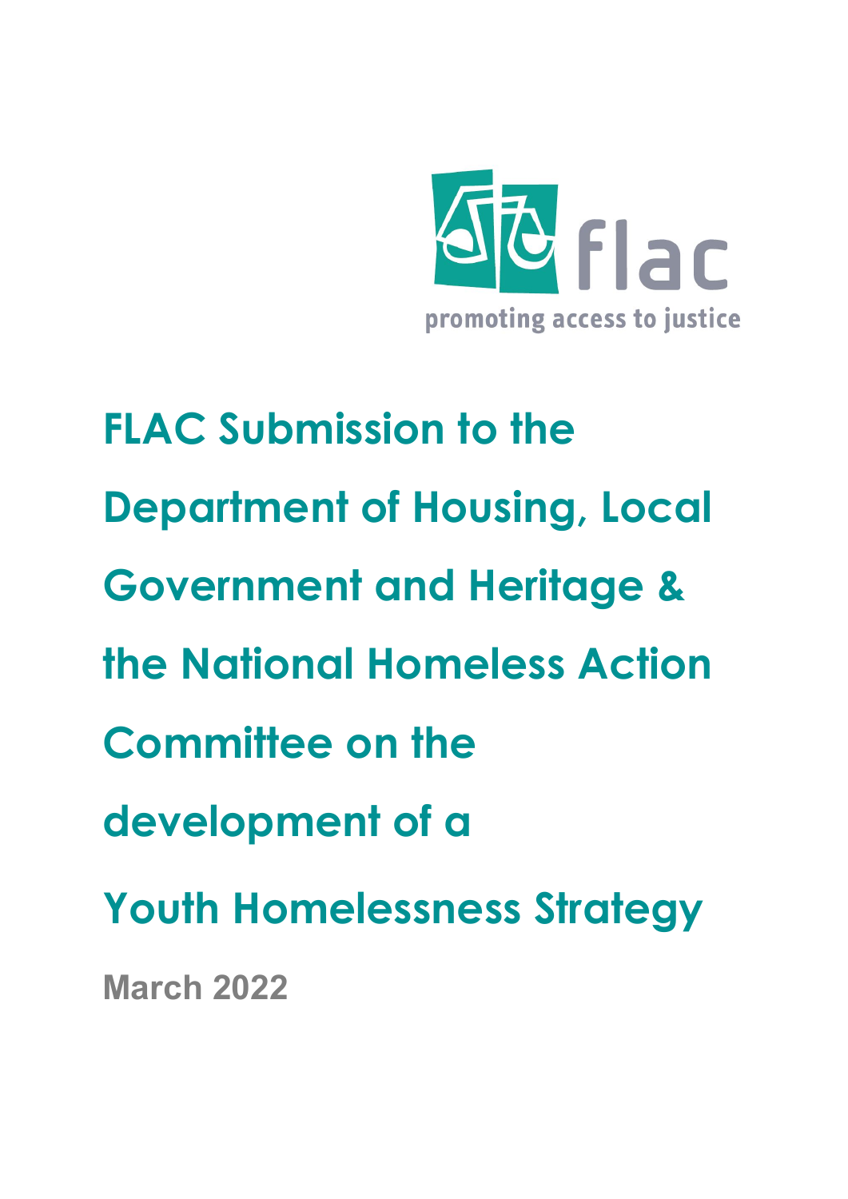flac

promoting access to justice

# FLAC Submission to the Department of Housing, Local Government and Heritage & the National Homeless Action Committee on the development of a Youth Homelessness Strategy

**March 2022**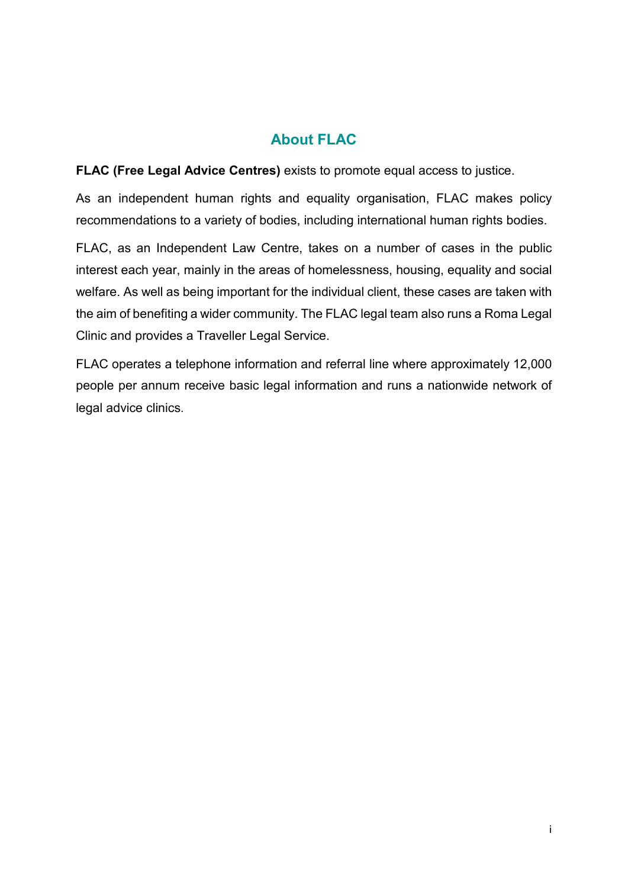## About FLAC

**FLAC (Free Legal Advice Centres)** exists to promote equal access to justice.

As an independent human rights and equality organisation, FLAC makes policy recommendations to a variety of bodies, including international human rights bodies.

FLAC, as an Independent Law Centre, takes on a number of cases in the public interest each year, mainly in the areas of homelessness, housing, equality and social welfare. As well as being important for the individual client, these cases are taken with the aim of benefiting a wider community. The FLAC legal team also runs a Roma Legal Clinic and provides a Traveller Legal Service.

FLAC operates a telephone information and referral line where approximately 12,000 people per annum receive basic legal information and runs a nationwide network of legal advice clinics.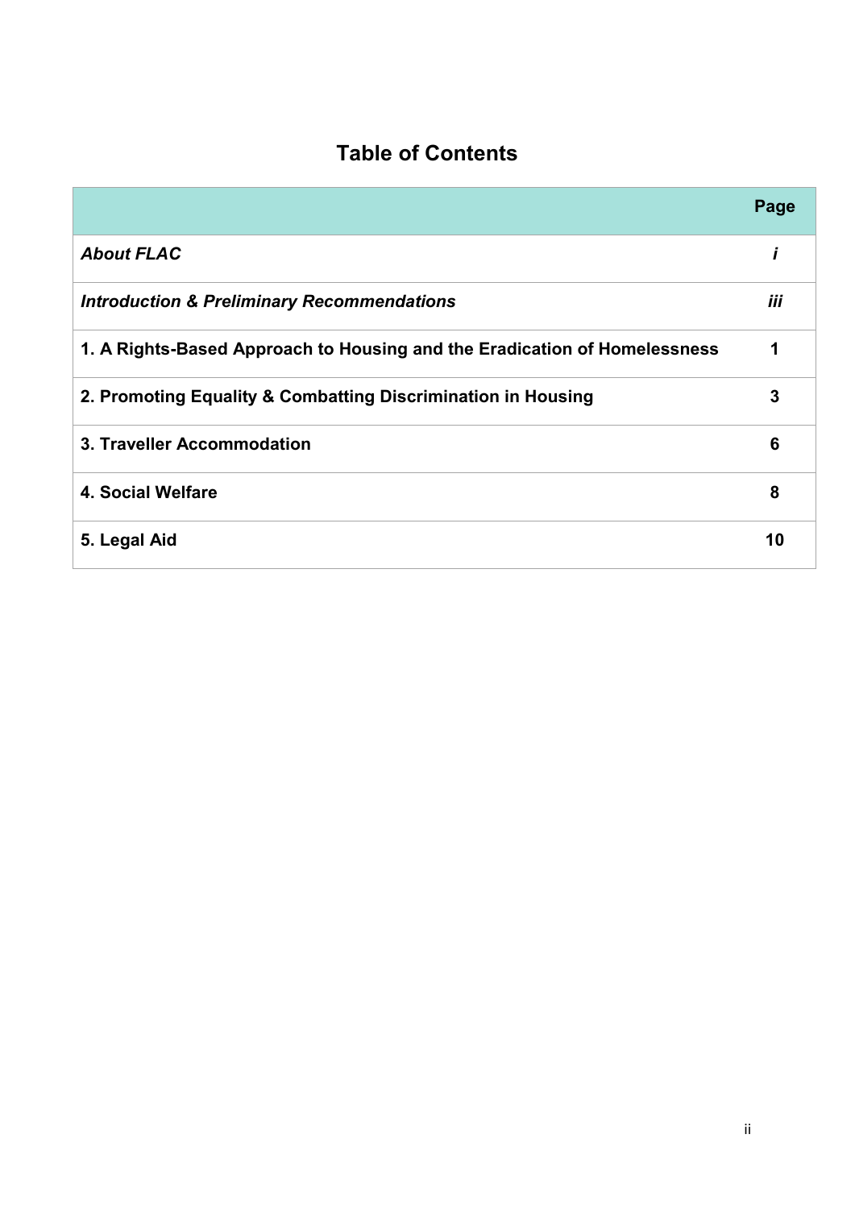## Table of Contents

| | Page |
|---|---|
| ***About FLAC*** | ***i*** |
| ***Introduction & Preliminary Recommendations*** | ***iii*** |
| **1. A Rights-Based Approach to Housing and the Eradication of Homelessness** | **1** |
| **2. Promoting Equality & Combatting Discrimination in Housing** | **3** |
| **3. Traveller Accommodation** | **6** |
| **4. Social Welfare** | **8** |
| **5. Legal Aid** | **10** |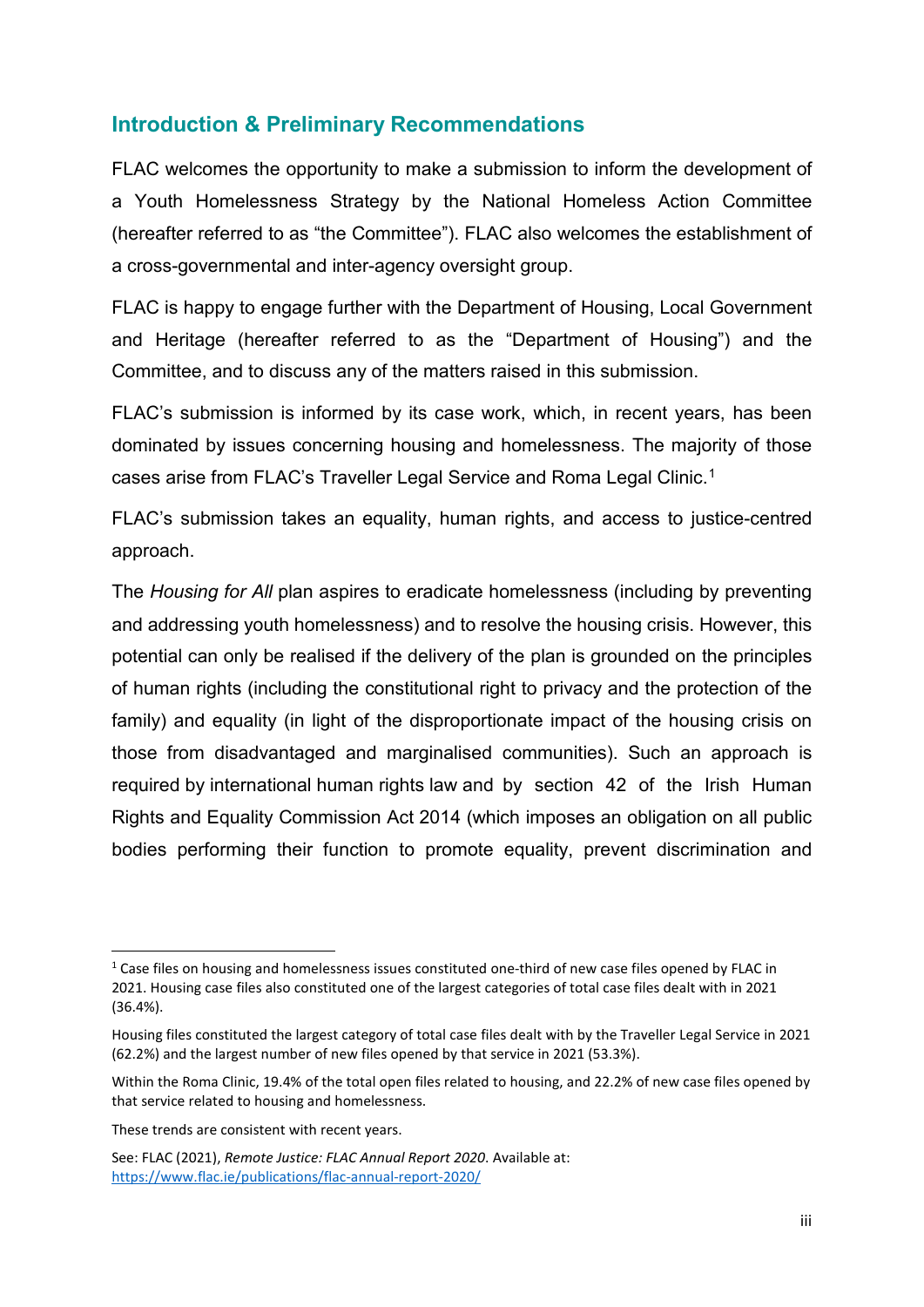## Introduction & Preliminary Recommendations

FLAC welcomes the opportunity to make a submission to inform the development of a Youth Homelessness Strategy by the National Homeless Action Committee (hereafter referred to as "the Committee"). FLAC also welcomes the establishment of a cross-governmental and inter-agency oversight group.

FLAC is happy to engage further with the Department of Housing, Local Government and Heritage (hereafter referred to as the "Department of Housing") and the Committee, and to discuss any of the matters raised in this submission.

FLAC's submission is informed by its case work, which, in recent years, has been dominated by issues concerning housing and homelessness. The majority of those cases arise from FLAC's Traveller Legal Service and Roma Legal Clinic.[1]

FLAC's submission takes an equality, human rights, and access to justice-centred approach.

The *Housing for All* plan aspires to eradicate homelessness (including by preventing and addressing youth homelessness) and to resolve the housing crisis. However, this potential can only be realised if the delivery of the plan is grounded on the principles of human rights (including the constitutional right to privacy and the protection of the family) and equality (in light of the disproportionate impact of the housing crisis on those from disadvantaged and marginalised communities). Such an approach is required by international human rights law and by section 42 of the Irish Human Rights and Equality Commission Act 2014 (which imposes an obligation on all public bodies performing their function to promote equality, prevent discrimination and

---

[1] Case files on housing and homelessness issues constituted one-third of new case files opened by FLAC in 2021. Housing case files also constituted one of the largest categories of total case files dealt with in 2021 (36.4%).

Housing files constituted the largest category of total case files dealt with by the Traveller Legal Service in 2021 (62.2%) and the largest number of new files opened by that service in 2021 (53.3%).

Within the Roma Clinic, 19.4% of the total open files related to housing, and 22.2% of new case files opened by that service related to housing and homelessness.

These trends are consistent with recent years.

See: FLAC (2021), *Remote Justice: FLAC Annual Report 2020*. Available at: https://www.flac.ie/publications/flac-annual-report-2020/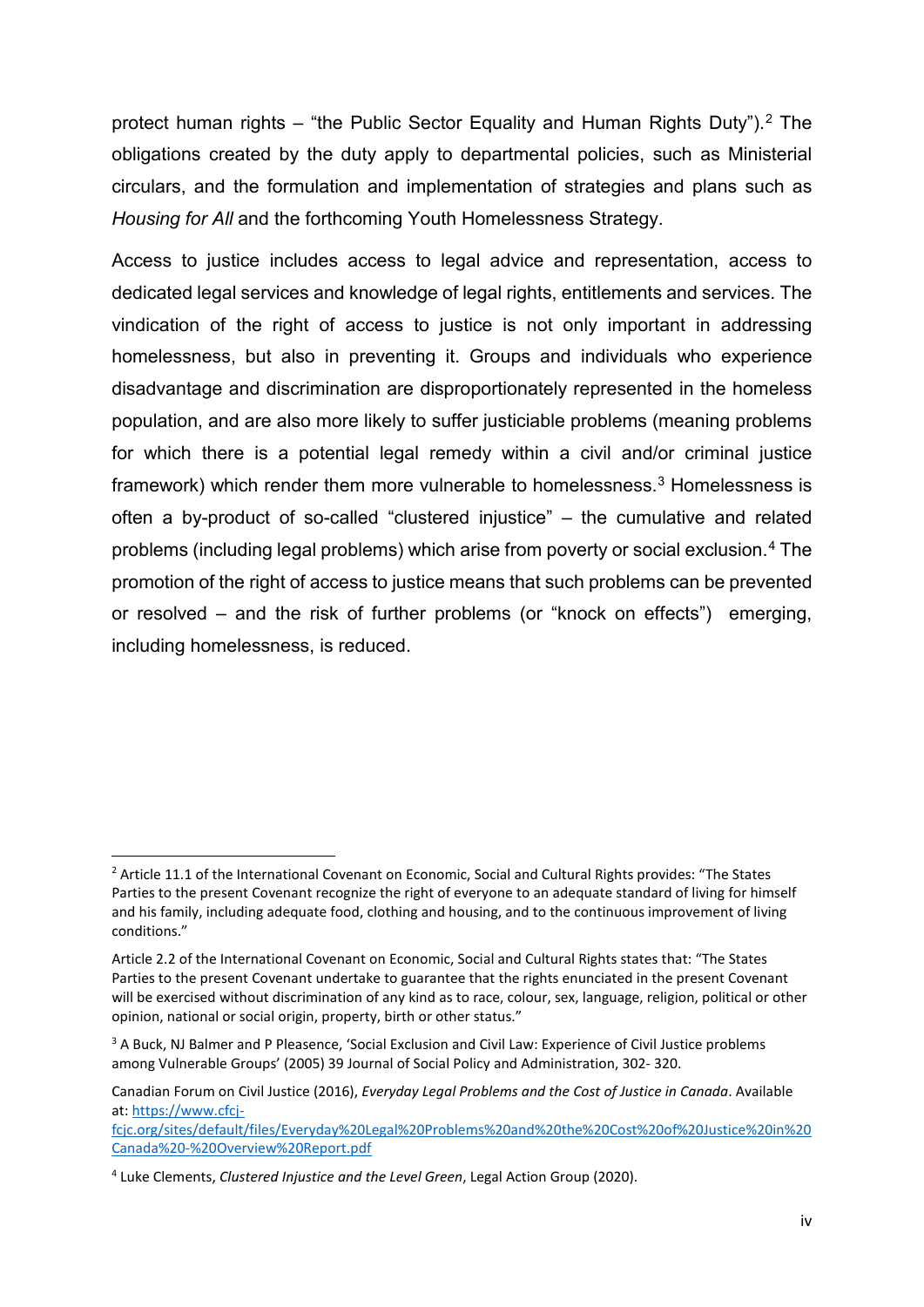protect human rights – "the Public Sector Equality and Human Rights Duty").[2] The obligations created by the duty apply to departmental policies, such as Ministerial circulars, and the formulation and implementation of strategies and plans such as *Housing for All* and the forthcoming Youth Homelessness Strategy.

Access to justice includes access to legal advice and representation, access to dedicated legal services and knowledge of legal rights, entitlements and services. The vindication of the right of access to justice is not only important in addressing homelessness, but also in preventing it. Groups and individuals who experience disadvantage and discrimination are disproportionately represented in the homeless population, and are also more likely to suffer justiciable problems (meaning problems for which there is a potential legal remedy within a civil and/or criminal justice framework) which render them more vulnerable to homelessness.[3] Homelessness is often a by-product of so-called "clustered injustice" – the cumulative and related problems (including legal problems) which arise from poverty or social exclusion.[4] The promotion of the right of access to justice means that such problems can be prevented or resolved – and the risk of further problems (or "knock on effects") emerging, including homelessness, is reduced.

---

[2] Article 11.1 of the International Covenant on Economic, Social and Cultural Rights provides: "The States Parties to the present Covenant recognize the right of everyone to an adequate standard of living for himself and his family, including adequate food, clothing and housing, and to the continuous improvement of living conditions."

Article 2.2 of the International Covenant on Economic, Social and Cultural Rights states that: "The States Parties to the present Covenant undertake to guarantee that the rights enunciated in the present Covenant will be exercised without discrimination of any kind as to race, colour, sex, language, religion, political or other opinion, national or social origin, property, birth or other status."

[3] A Buck, NJ Balmer and P Pleasence, 'Social Exclusion and Civil Law: Experience of Civil Justice problems among Vulnerable Groups' (2005) 39 Journal of Social Policy and Administration, 302- 320.

Canadian Forum on Civil Justice (2016), *Everyday Legal Problems and the Cost of Justice in Canada*. Available at: https://www.cfcj-fcjc.org/sites/default/files/Everyday%20Legal%20Problems%20and%20the%20Cost%20of%20Justice%20in%20Canada%20-%20Overview%20Report.pdf

[4] Luke Clements, *Clustered Injustice and the Level Green*, Legal Action Group (2020).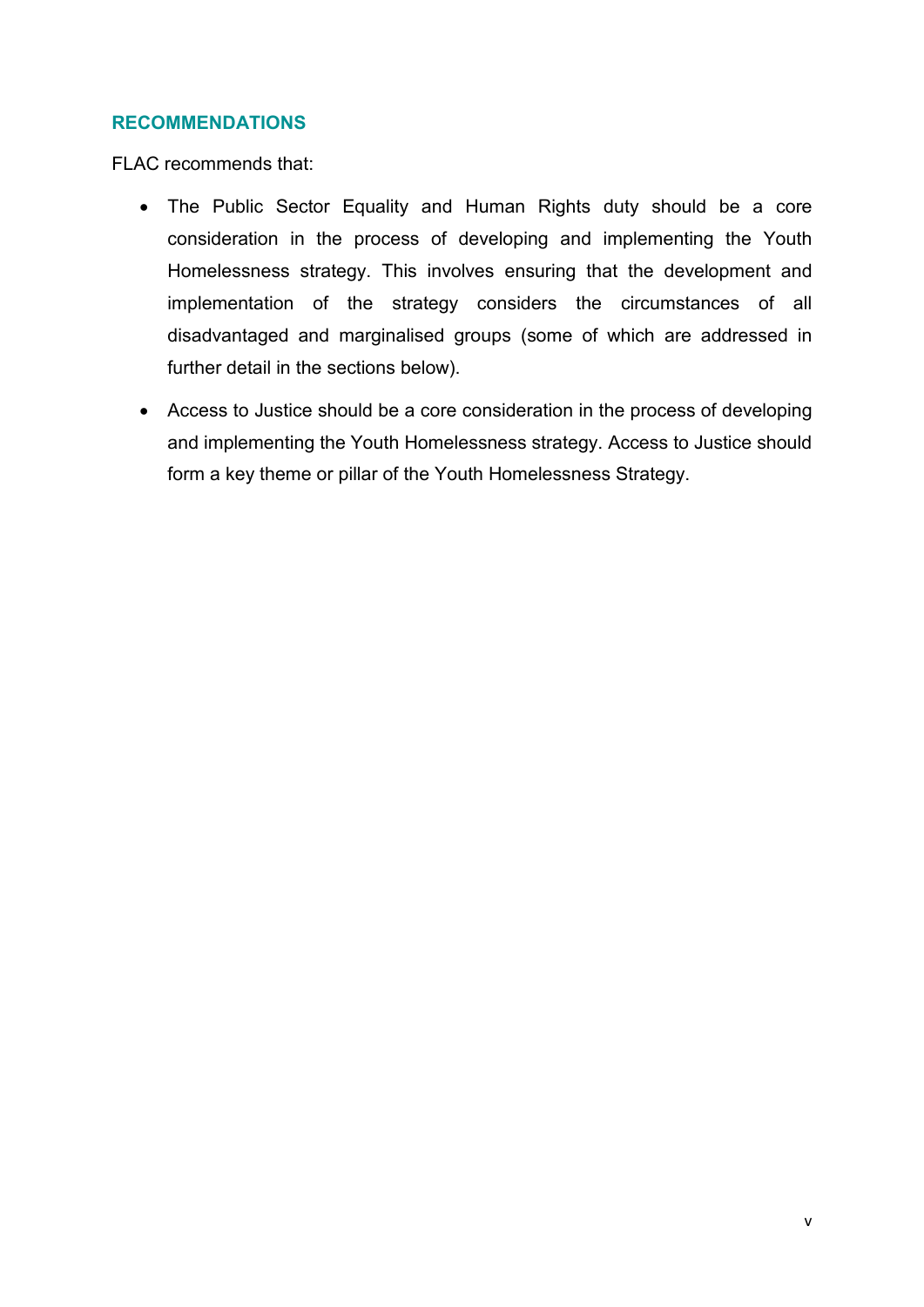## RECOMMENDATIONS

FLAC recommends that:

- The Public Sector Equality and Human Rights duty should be a core consideration in the process of developing and implementing the Youth Homelessness strategy. This involves ensuring that the development and implementation of the strategy considers the circumstances of all disadvantaged and marginalised groups (some of which are addressed in further detail in the sections below).
- Access to Justice should be a core consideration in the process of developing and implementing the Youth Homelessness strategy. Access to Justice should form a key theme or pillar of the Youth Homelessness Strategy.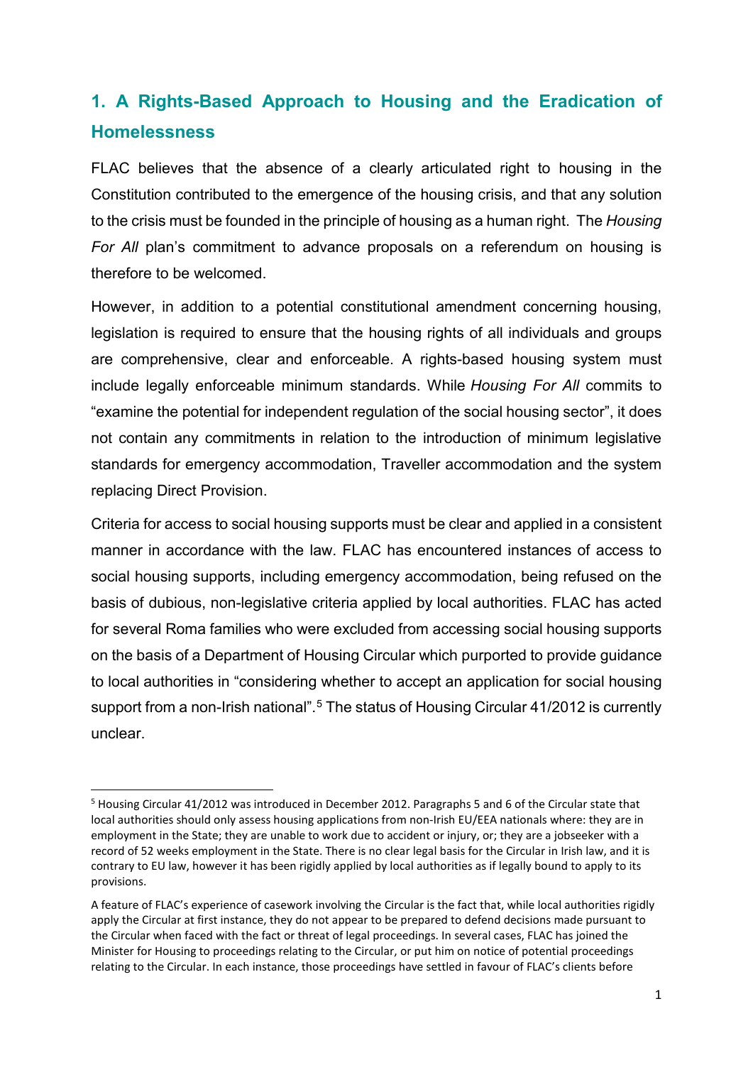## 1. A Rights-Based Approach to Housing and the Eradication of Homelessness

FLAC believes that the absence of a clearly articulated right to housing in the Constitution contributed to the emergence of the housing crisis, and that any solution to the crisis must be founded in the principle of housing as a human right. The *Housing For All* plan's commitment to advance proposals on a referendum on housing is therefore to be welcomed.

However, in addition to a potential constitutional amendment concerning housing, legislation is required to ensure that the housing rights of all individuals and groups are comprehensive, clear and enforceable. A rights-based housing system must include legally enforceable minimum standards. While *Housing For All* commits to "examine the potential for independent regulation of the social housing sector", it does not contain any commitments in relation to the introduction of minimum legislative standards for emergency accommodation, Traveller accommodation and the system replacing Direct Provision.

Criteria for access to social housing supports must be clear and applied in a consistent manner in accordance with the law. FLAC has encountered instances of access to social housing supports, including emergency accommodation, being refused on the basis of dubious, non-legislative criteria applied by local authorities. FLAC has acted for several Roma families who were excluded from accessing social housing supports on the basis of a Department of Housing Circular which purported to provide guidance to local authorities in "considering whether to accept an application for social housing support from a non-Irish national".[5] The status of Housing Circular 41/2012 is currently unclear.

---

[5] Housing Circular 41/2012 was introduced in December 2012. Paragraphs 5 and 6 of the Circular state that local authorities should only assess housing applications from non-Irish EU/EEA nationals where: they are in employment in the State; they are unable to work due to accident or injury, or; they are a jobseeker with a record of 52 weeks employment in the State. There is no clear legal basis for the Circular in Irish law, and it is contrary to EU law, however it has been rigidly applied by local authorities as if legally bound to apply to its provisions.

A feature of FLAC's experience of casework involving the Circular is the fact that, while local authorities rigidly apply the Circular at first instance, they do not appear to be prepared to defend decisions made pursuant to the Circular when faced with the fact or threat of legal proceedings. In several cases, FLAC has joined the Minister for Housing to proceedings relating to the Circular, or put him on notice of potential proceedings relating to the Circular. In each instance, those proceedings have settled in favour of FLAC's clients before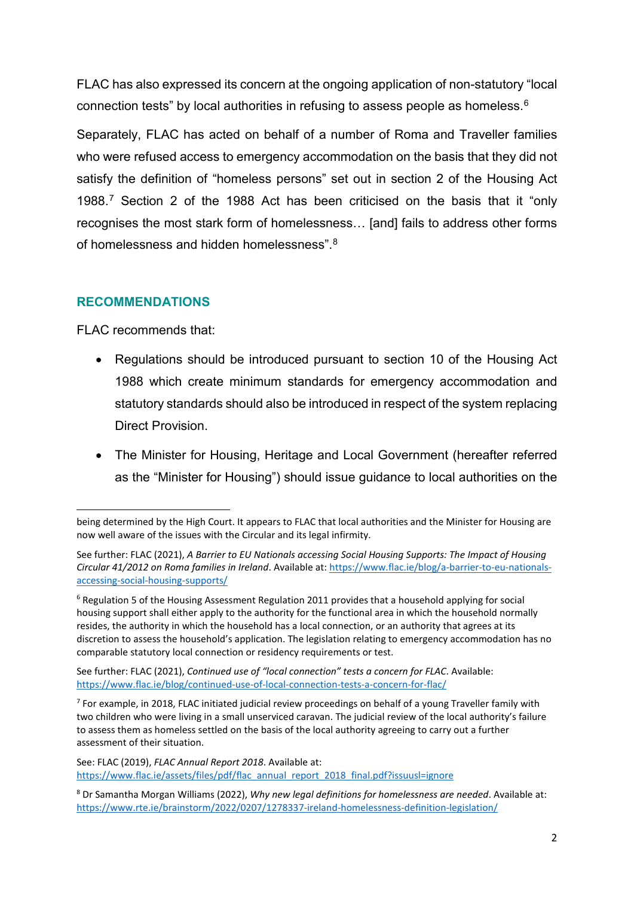FLAC has also expressed its concern at the ongoing application of non-statutory "local connection tests" by local authorities in refusing to assess people as homeless.[6]

Separately, FLAC has acted on behalf of a number of Roma and Traveller families who were refused access to emergency accommodation on the basis that they did not satisfy the definition of "homeless persons" set out in section 2 of the Housing Act 1988.[7] Section 2 of the 1988 Act has been criticised on the basis that it "only recognises the most stark form of homelessness… [and] fails to address other forms of homelessness and hidden homelessness".[8]

## RECOMMENDATIONS

FLAC recommends that:

- Regulations should be introduced pursuant to section 10 of the Housing Act 1988 which create minimum standards for emergency accommodation and statutory standards should also be introduced in respect of the system replacing Direct Provision.
- The Minister for Housing, Heritage and Local Government (hereafter referred as the "Minister for Housing") should issue guidance to local authorities on the

---

being determined by the High Court. It appears to FLAC that local authorities and the Minister for Housing are now well aware of the issues with the Circular and its legal infirmity.

See further: FLAC (2021), *A Barrier to EU Nationals accessing Social Housing Supports: The Impact of Housing Circular 41/2012 on Roma families in Ireland*. Available at: https://www.flac.ie/blog/a-barrier-to-eu-nationals-accessing-social-housing-supports/

[6] Regulation 5 of the Housing Assessment Regulation 2011 provides that a household applying for social housing support shall either apply to the authority for the functional area in which the household normally resides, the authority in which the household has a local connection, or an authority that agrees at its discretion to assess the household's application. The legislation relating to emergency accommodation has no comparable statutory local connection or residency requirements or test.

See further: FLAC (2021), *Continued use of "local connection" tests a concern for FLAC*. Available: https://www.flac.ie/blog/continued-use-of-local-connection-tests-a-concern-for-flac/

[7] For example, in 2018, FLAC initiated judicial review proceedings on behalf of a young Traveller family with two children who were living in a small unserviced caravan. The judicial review of the local authority's failure to assess them as homeless settled on the basis of the local authority agreeing to carry out a further assessment of their situation.

See: FLAC (2019), *FLAC Annual Report 2018*. Available at: https://www.flac.ie/assets/files/pdf/flac_annual_report_2018_final.pdf?issuusl=ignore

[8] Dr Samantha Morgan Williams (2022), *Why new legal definitions for homelessness are needed*. Available at: https://www.rte.ie/brainstorm/2022/0207/1278337-ireland-homelessness-definition-legislation/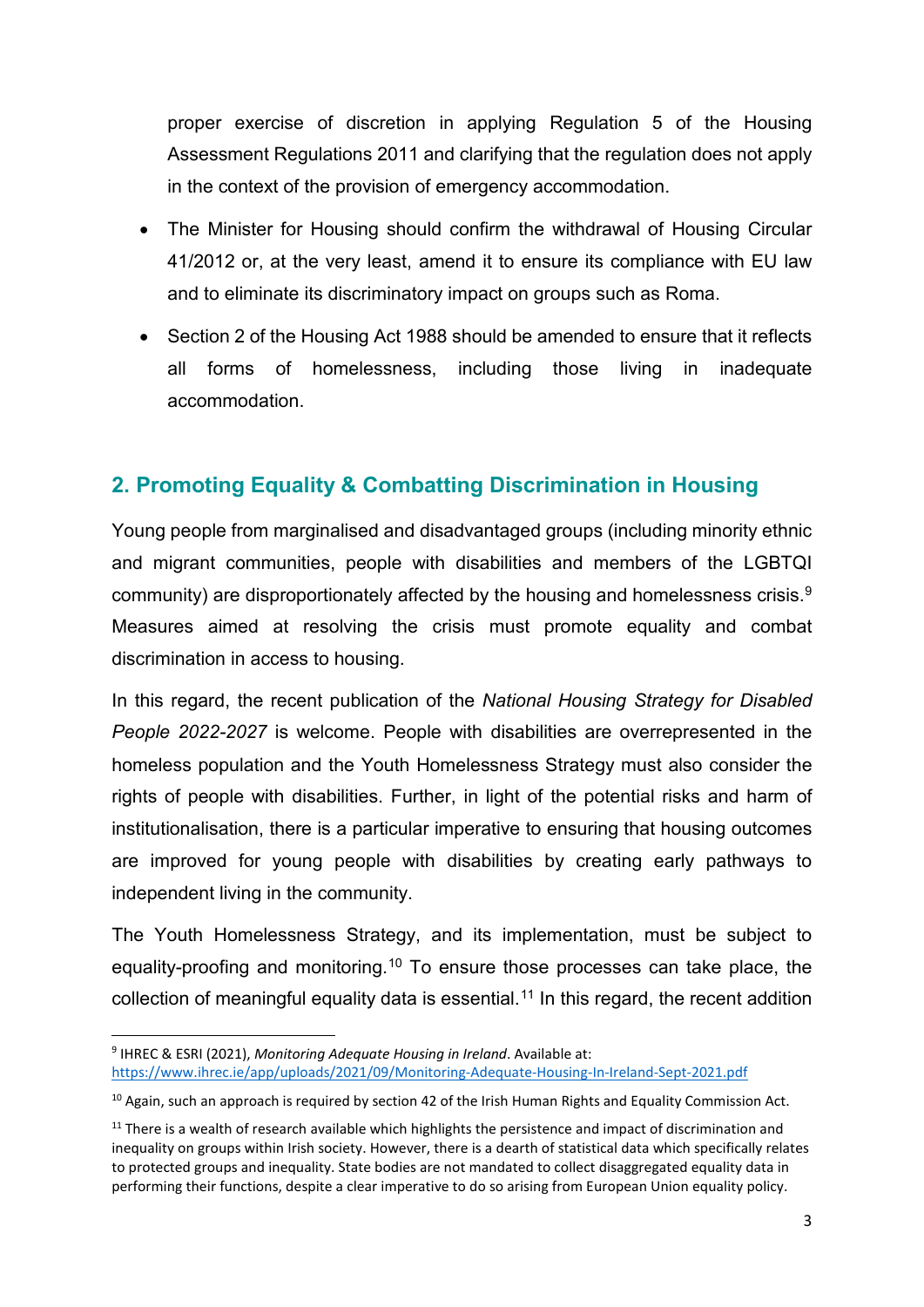proper exercise of discretion in applying Regulation 5 of the Housing Assessment Regulations 2011 and clarifying that the regulation does not apply in the context of the provision of emergency accommodation.

- The Minister for Housing should confirm the withdrawal of Housing Circular 41/2012 or, at the very least, amend it to ensure its compliance with EU law and to eliminate its discriminatory impact on groups such as Roma.
- Section 2 of the Housing Act 1988 should be amended to ensure that it reflects all forms of homelessness, including those living in inadequate accommodation.

## 2. Promoting Equality & Combatting Discrimination in Housing

Young people from marginalised and disadvantaged groups (including minority ethnic and migrant communities, people with disabilities and members of the LGBTQI community) are disproportionately affected by the housing and homelessness crisis.[9] Measures aimed at resolving the crisis must promote equality and combat discrimination in access to housing.

In this regard, the recent publication of the *National Housing Strategy for Disabled People 2022-2027* is welcome. People with disabilities are overrepresented in the homeless population and the Youth Homelessness Strategy must also consider the rights of people with disabilities. Further, in light of the potential risks and harm of institutionalisation, there is a particular imperative to ensuring that housing outcomes are improved for young people with disabilities by creating early pathways to independent living in the community.

The Youth Homelessness Strategy, and its implementation, must be subject to equality-proofing and monitoring.[10] To ensure those processes can take place, the collection of meaningful equality data is essential.[11] In this regard, the recent addition

---

[9] IHREC & ESRI (2021), *Monitoring Adequate Housing in Ireland*. Available at: https://www.ihrec.ie/app/uploads/2021/09/Monitoring-Adequate-Housing-In-Ireland-Sept-2021.pdf

[10] Again, such an approach is required by section 42 of the Irish Human Rights and Equality Commission Act.

[11] There is a wealth of research available which highlights the persistence and impact of discrimination and inequality on groups within Irish society. However, there is a dearth of statistical data which specifically relates to protected groups and inequality. State bodies are not mandated to collect disaggregated equality data in performing their functions, despite a clear imperative to do so arising from European Union equality policy.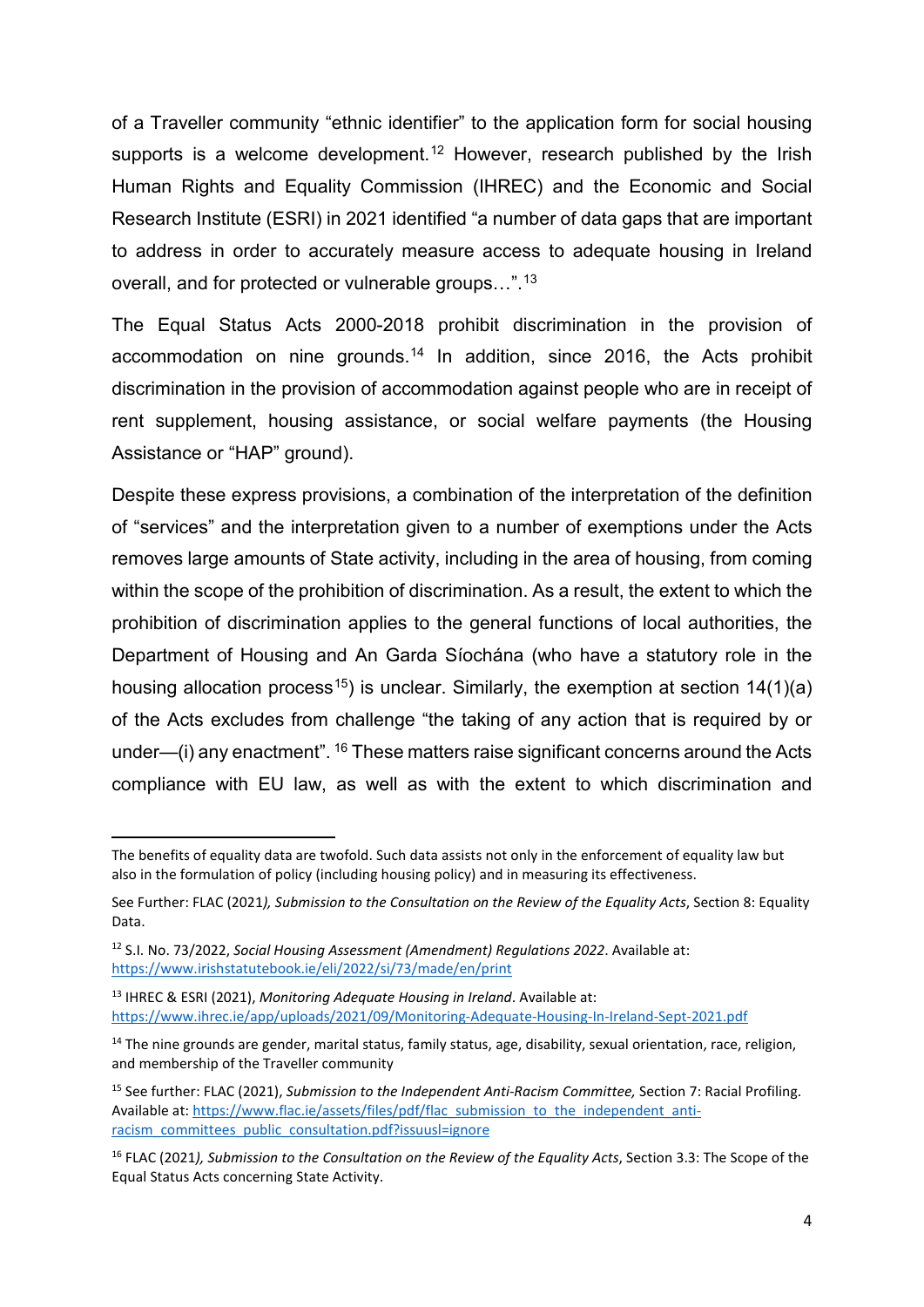of a Traveller community "ethnic identifier" to the application form for social housing supports is a welcome development.[12] However, research published by the Irish Human Rights and Equality Commission (IHREC) and the Economic and Social Research Institute (ESRI) in 2021 identified "a number of data gaps that are important to address in order to accurately measure access to adequate housing in Ireland overall, and for protected or vulnerable groups…".[13]

The Equal Status Acts 2000-2018 prohibit discrimination in the provision of accommodation on nine grounds.[14] In addition, since 2016, the Acts prohibit discrimination in the provision of accommodation against people who are in receipt of rent supplement, housing assistance, or social welfare payments (the Housing Assistance or "HAP" ground).

Despite these express provisions, a combination of the interpretation of the definition of "services" and the interpretation given to a number of exemptions under the Acts removes large amounts of State activity, including in the area of housing, from coming within the scope of the prohibition of discrimination. As a result, the extent to which the prohibition of discrimination applies to the general functions of local authorities, the Department of Housing and An Garda Síochána (who have a statutory role in the housing allocation process[15]) is unclear. Similarly, the exemption at section 14(1)(a) of the Acts excludes from challenge "the taking of any action that is required by or under—(i) any enactment". [16] These matters raise significant concerns around the Acts compliance with EU law, as well as with the extent to which discrimination and

---

The benefits of equality data are twofold. Such data assists not only in the enforcement of equality law but also in the formulation of policy (including housing policy) and in measuring its effectiveness.

See Further: FLAC (2021*), Submission to the Consultation on the Review of the Equality Acts*, Section 8: Equality Data.

[12] S.I. No. 73/2022, *Social Housing Assessment (Amendment) Regulations 2022*. Available at: https://www.irishstatutebook.ie/eli/2022/si/73/made/en/print

[13] IHREC & ESRI (2021), *Monitoring Adequate Housing in Ireland*. Available at: https://www.ihrec.ie/app/uploads/2021/09/Monitoring-Adequate-Housing-In-Ireland-Sept-2021.pdf

[14] The nine grounds are gender, marital status, family status, age, disability, sexual orientation, race, religion, and membership of the Traveller community

[15] See further: FLAC (2021), *Submission to the Independent Anti-Racism Committee,* Section 7: Racial Profiling. Available at: https://www.flac.ie/assets/files/pdf/flac_submission_to_the_independent_anti-racism_committees_public_consultation.pdf?issuusl=ignore

[16] FLAC (2021*), Submission to the Consultation on the Review of the Equality Acts*, Section 3.3: The Scope of the Equal Status Acts concerning State Activity.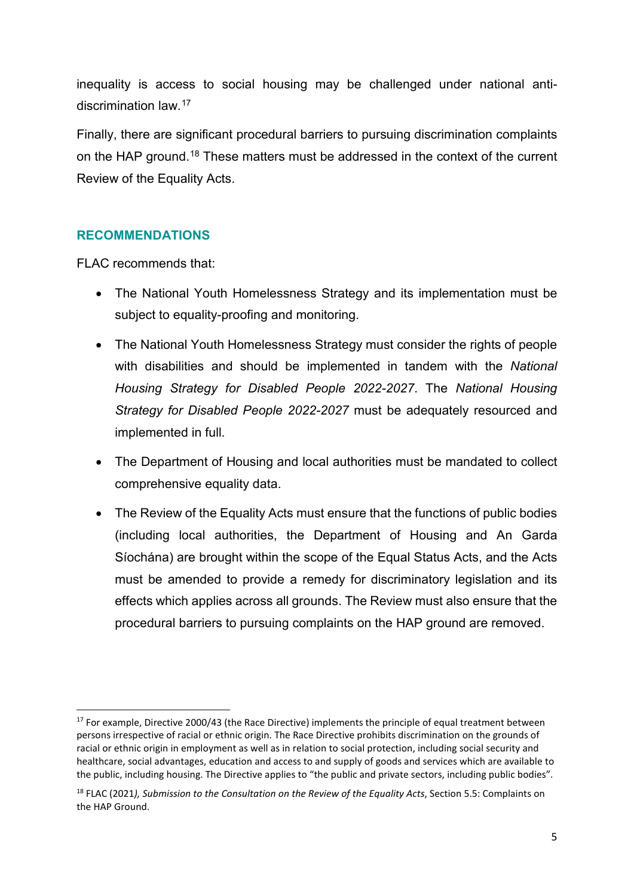inequality is access to social housing may be challenged under national anti-discrimination law.[17]

Finally, there are significant procedural barriers to pursuing discrimination complaints on the HAP ground.[18] These matters must be addressed in the context of the current Review of the Equality Acts.

### RECOMMENDATIONS

FLAC recommends that:

- The National Youth Homelessness Strategy and its implementation must be subject to equality-proofing and monitoring.
- The National Youth Homelessness Strategy must consider the rights of people with disabilities and should be implemented in tandem with the *National Housing Strategy for Disabled People 2022-2027*. The *National Housing Strategy for Disabled People 2022-2027* must be adequately resourced and implemented in full.
- The Department of Housing and local authorities must be mandated to collect comprehensive equality data.
- The Review of the Equality Acts must ensure that the functions of public bodies (including local authorities, the Department of Housing and An Garda Síochána) are brought within the scope of the Equal Status Acts, and the Acts must be amended to provide a remedy for discriminatory legislation and its effects which applies across all grounds. The Review must also ensure that the procedural barriers to pursuing complaints on the HAP ground are removed.

---

[17] For example, Directive 2000/43 (the Race Directive) implements the principle of equal treatment between persons irrespective of racial or ethnic origin. The Race Directive prohibits discrimination on the grounds of racial or ethnic origin in employment as well as in relation to social protection, including social security and healthcare, social advantages, education and access to and supply of goods and services which are available to the public, including housing. The Directive applies to "the public and private sectors, including public bodies".

[18] FLAC (2021*), Submission to the Consultation on the Review of the Equality Acts*, Section 5.5: Complaints on the HAP Ground.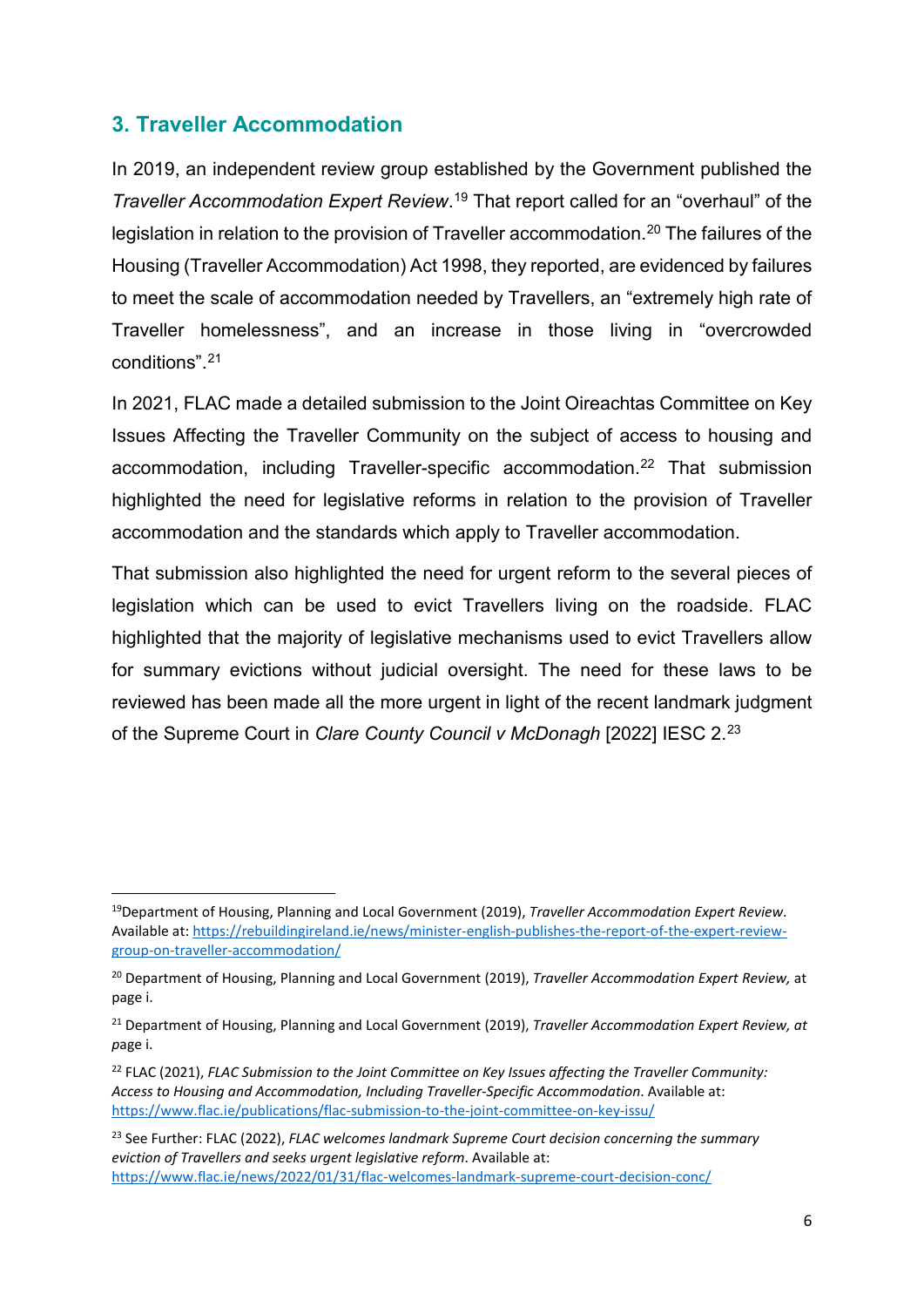## 3. Traveller Accommodation

In 2019, an independent review group established by the Government published the *Traveller Accommodation Expert Review*.[19] That report called for an "overhaul" of the legislation in relation to the provision of Traveller accommodation.[20] The failures of the Housing (Traveller Accommodation) Act 1998, they reported, are evidenced by failures to meet the scale of accommodation needed by Travellers, an "extremely high rate of Traveller homelessness", and an increase in those living in "overcrowded conditions".[21]

In 2021, FLAC made a detailed submission to the Joint Oireachtas Committee on Key Issues Affecting the Traveller Community on the subject of access to housing and accommodation, including Traveller-specific accommodation.[22] That submission highlighted the need for legislative reforms in relation to the provision of Traveller accommodation and the standards which apply to Traveller accommodation.

That submission also highlighted the need for urgent reform to the several pieces of legislation which can be used to evict Travellers living on the roadside. FLAC highlighted that the majority of legislative mechanisms used to evict Travellers allow for summary evictions without judicial oversight. The need for these laws to be reviewed has been made all the more urgent in light of the recent landmark judgment of the Supreme Court in *Clare County Council v McDonagh* [2022] IESC 2.[23]

---

[19] Department of Housing, Planning and Local Government (2019), *Traveller Accommodation Expert Review*. Available at: https://rebuildingireland.ie/news/minister-english-publishes-the-report-of-the-expert-review-group-on-traveller-accommodation/

[20] Department of Housing, Planning and Local Government (2019), *Traveller Accommodation Expert Review,* at page i.

[21] Department of Housing, Planning and Local Government (2019), *Traveller Accommodation Expert Review, at page* i.

[22] FLAC (2021), *FLAC Submission to the Joint Committee on Key Issues affecting the Traveller Community: Access to Housing and Accommodation, Including Traveller-Specific Accommodation*. Available at: https://www.flac.ie/publications/flac-submission-to-the-joint-committee-on-key-issu/

[23] See Further: FLAC (2022), *FLAC welcomes landmark Supreme Court decision concerning the summary eviction of Travellers and seeks urgent legislative reform*. Available at: https://www.flac.ie/news/2022/01/31/flac-welcomes-landmark-supreme-court-decision-conc/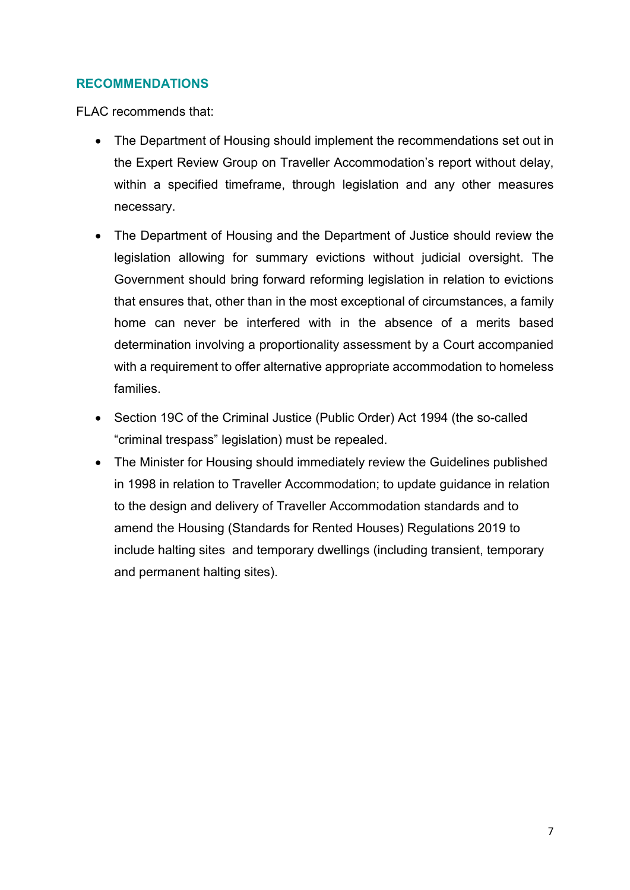## RECOMMENDATIONS

FLAC recommends that:

- The Department of Housing should implement the recommendations set out in the Expert Review Group on Traveller Accommodation's report without delay, within a specified timeframe, through legislation and any other measures necessary.
- The Department of Housing and the Department of Justice should review the legislation allowing for summary evictions without judicial oversight. The Government should bring forward reforming legislation in relation to evictions that ensures that, other than in the most exceptional of circumstances, a family home can never be interfered with in the absence of a merits based determination involving a proportionality assessment by a Court accompanied with a requirement to offer alternative appropriate accommodation to homeless families.
- Section 19C of the Criminal Justice (Public Order) Act 1994 (the so-called "criminal trespass" legislation) must be repealed.
- The Minister for Housing should immediately review the Guidelines published in 1998 in relation to Traveller Accommodation; to update guidance in relation to the design and delivery of Traveller Accommodation standards and to amend the Housing (Standards for Rented Houses) Regulations 2019 to include halting sites and temporary dwellings (including transient, temporary and permanent halting sites).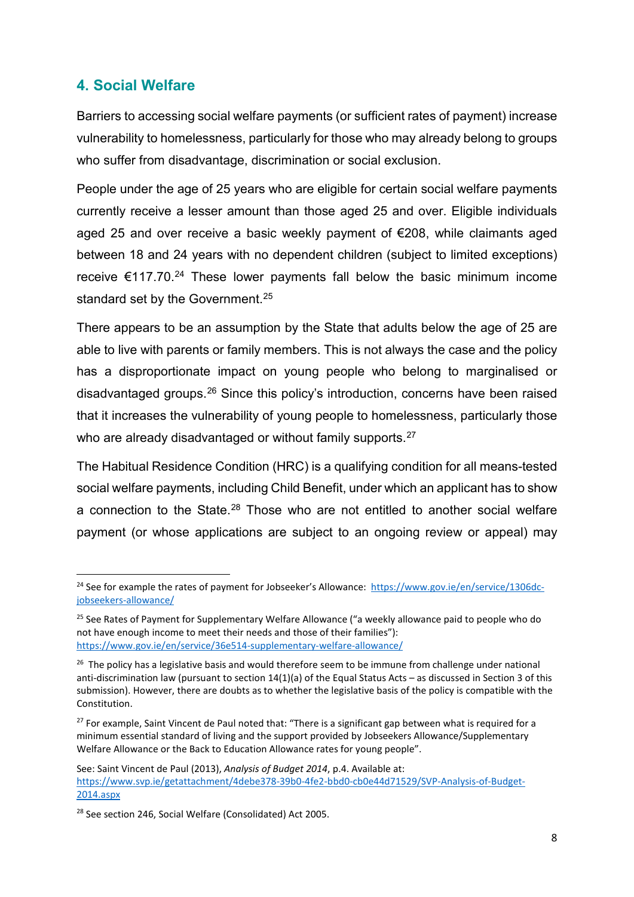## 4. Social Welfare

Barriers to accessing social welfare payments (or sufficient rates of payment) increase vulnerability to homelessness, particularly for those who may already belong to groups who suffer from disadvantage, discrimination or social exclusion.

People under the age of 25 years who are eligible for certain social welfare payments currently receive a lesser amount than those aged 25 and over. Eligible individuals aged 25 and over receive a basic weekly payment of €208, while claimants aged between 18 and 24 years with no dependent children (subject to limited exceptions) receive €117.70.[24] These lower payments fall below the basic minimum income standard set by the Government.[25]

There appears to be an assumption by the State that adults below the age of 25 are able to live with parents or family members. This is not always the case and the policy has a disproportionate impact on young people who belong to marginalised or disadvantaged groups.[26] Since this policy's introduction, concerns have been raised that it increases the vulnerability of young people to homelessness, particularly those who are already disadvantaged or without family supports.[27]

The Habitual Residence Condition (HRC) is a qualifying condition for all means-tested social welfare payments, including Child Benefit, under which an applicant has to show a connection to the State.[28] Those who are not entitled to another social welfare payment (or whose applications are subject to an ongoing review or appeal) may

---

[24] See for example the rates of payment for Jobseeker's Allowance: https://www.gov.ie/en/service/1306dc-jobseekers-allowance/

[25] See Rates of Payment for Supplementary Welfare Allowance ("a weekly allowance paid to people who do not have enough income to meet their needs and those of their families"): https://www.gov.ie/en/service/36e514-supplementary-welfare-allowance/

[26] The policy has a legislative basis and would therefore seem to be immune from challenge under national anti-discrimination law (pursuant to section 14(1)(a) of the Equal Status Acts – as discussed in Section 3 of this submission). However, there are doubts as to whether the legislative basis of the policy is compatible with the Constitution.

[27] For example, Saint Vincent de Paul noted that: "There is a significant gap between what is required for a minimum essential standard of living and the support provided by Jobseekers Allowance/Supplementary Welfare Allowance or the Back to Education Allowance rates for young people".

See: Saint Vincent de Paul (2013), *Analysis of Budget 2014*, p.4. Available at: https://www.svp.ie/getattachment/4debe378-39b0-4fe2-bbd0-cb0e44d71529/SVP-Analysis-of-Budget-2014.aspx

[28] See section 246, Social Welfare (Consolidated) Act 2005.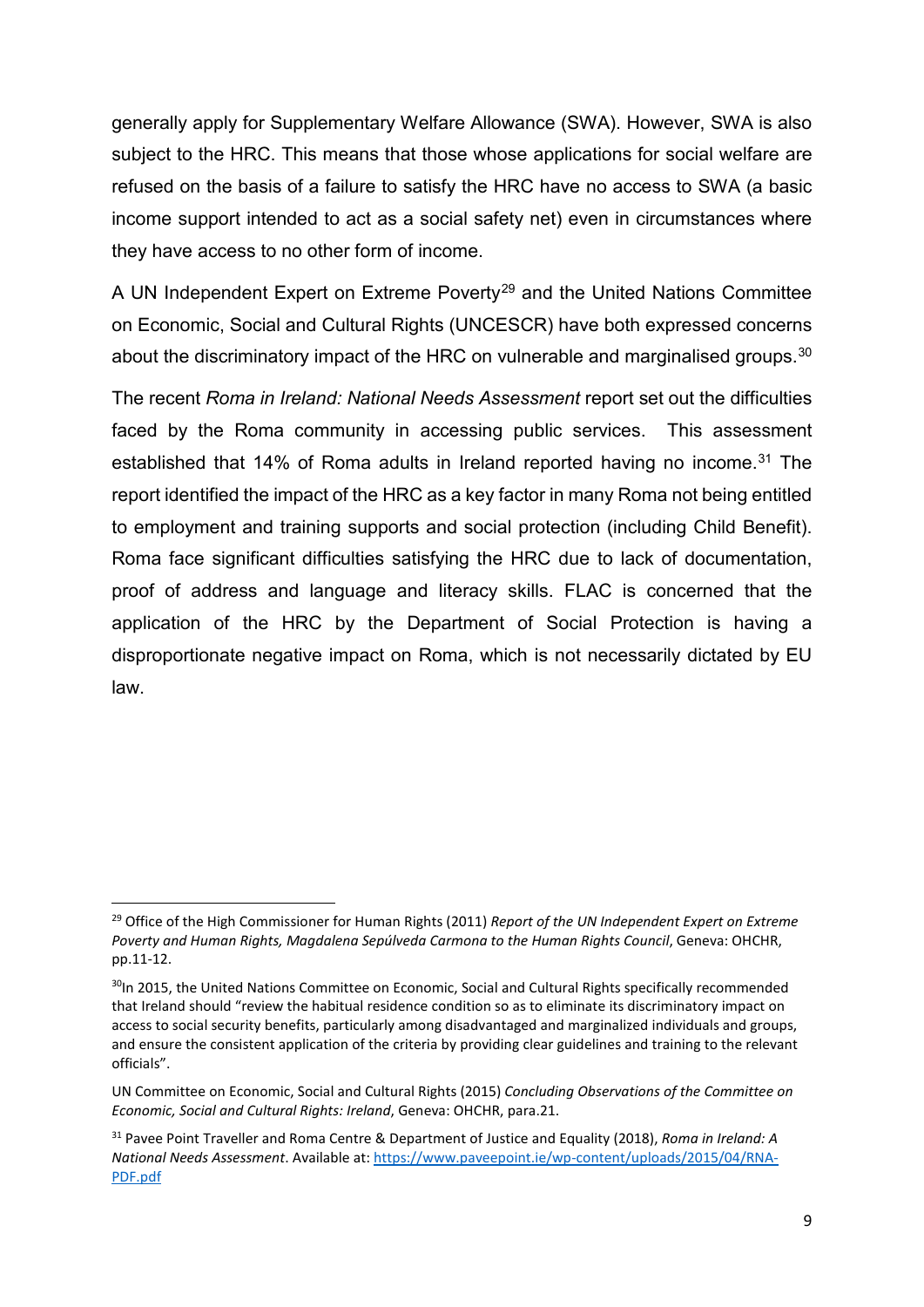generally apply for Supplementary Welfare Allowance (SWA). However, SWA is also subject to the HRC. This means that those whose applications for social welfare are refused on the basis of a failure to satisfy the HRC have no access to SWA (a basic income support intended to act as a social safety net) even in circumstances where they have access to no other form of income.

A UN Independent Expert on Extreme Poverty[29] and the United Nations Committee on Economic, Social and Cultural Rights (UNCESCR) have both expressed concerns about the discriminatory impact of the HRC on vulnerable and marginalised groups.[30]

The recent *Roma in Ireland: National Needs Assessment* report set out the difficulties faced by the Roma community in accessing public services. This assessment established that 14% of Roma adults in Ireland reported having no income.[31] The report identified the impact of the HRC as a key factor in many Roma not being entitled to employment and training supports and social protection (including Child Benefit). Roma face significant difficulties satisfying the HRC due to lack of documentation, proof of address and language and literacy skills. FLAC is concerned that the application of the HRC by the Department of Social Protection is having a disproportionate negative impact on Roma, which is not necessarily dictated by EU law.

---

[29] Office of the High Commissioner for Human Rights (2011) *Report of the UN Independent Expert on Extreme Poverty and Human Rights, Magdalena Sepúlveda Carmona to the Human Rights Council*, Geneva: OHCHR, pp.11-12.

[30] In 2015, the United Nations Committee on Economic, Social and Cultural Rights specifically recommended that Ireland should "review the habitual residence condition so as to eliminate its discriminatory impact on access to social security benefits, particularly among disadvantaged and marginalized individuals and groups, and ensure the consistent application of the criteria by providing clear guidelines and training to the relevant officials".

UN Committee on Economic, Social and Cultural Rights (2015) *Concluding Observations of the Committee on Economic, Social and Cultural Rights: Ireland*, Geneva: OHCHR, para.21.

[31] Pavee Point Traveller and Roma Centre & Department of Justice and Equality (2018), *Roma in Ireland: A National Needs Assessment*. Available at: https://www.paveepoint.ie/wp-content/uploads/2015/04/RNA-PDF.pdf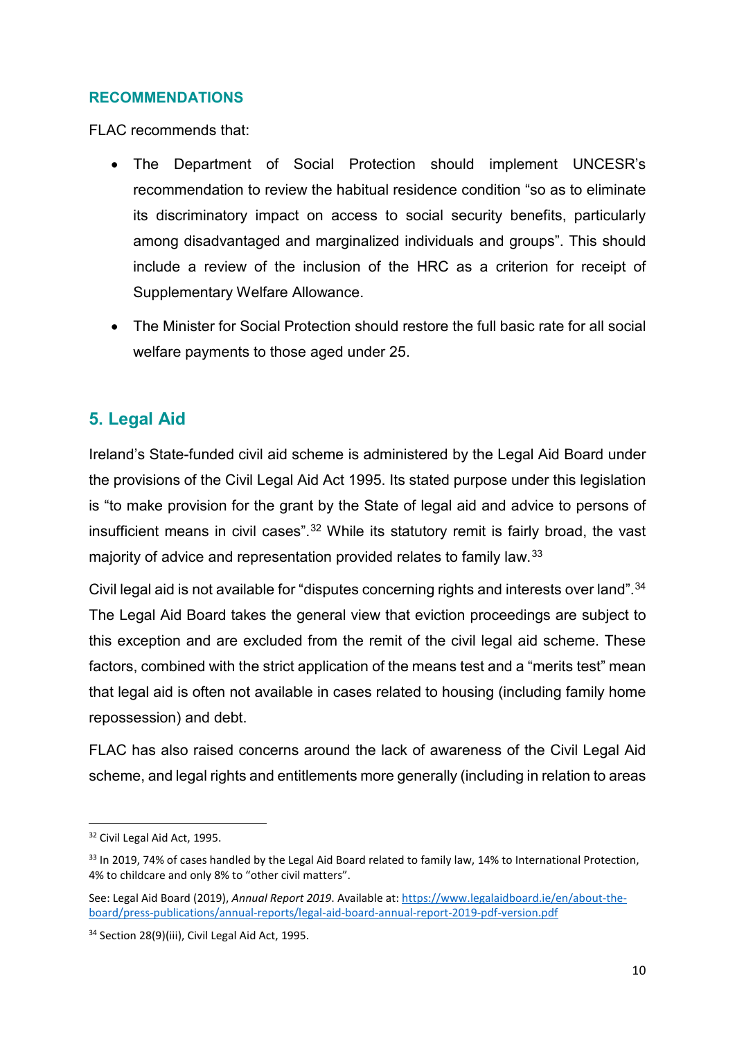### RECOMMENDATIONS

FLAC recommends that:

- The Department of Social Protection should implement UNCESR's recommendation to review the habitual residence condition "so as to eliminate its discriminatory impact on access to social security benefits, particularly among disadvantaged and marginalized individuals and groups". This should include a review of the inclusion of the HRC as a criterion for receipt of Supplementary Welfare Allowance.
- The Minister for Social Protection should restore the full basic rate for all social welfare payments to those aged under 25.

## 5. Legal Aid

Ireland's State-funded civil aid scheme is administered by the Legal Aid Board under the provisions of the Civil Legal Aid Act 1995. Its stated purpose under this legislation is "to make provision for the grant by the State of legal aid and advice to persons of insufficient means in civil cases".[32] While its statutory remit is fairly broad, the vast majority of advice and representation provided relates to family law.[33]

Civil legal aid is not available for "disputes concerning rights and interests over land".[34] The Legal Aid Board takes the general view that eviction proceedings are subject to this exception and are excluded from the remit of the civil legal aid scheme. These factors, combined with the strict application of the means test and a "merits test" mean that legal aid is often not available in cases related to housing (including family home repossession) and debt.

FLAC has also raised concerns around the lack of awareness of the Civil Legal Aid scheme, and legal rights and entitlements more generally (including in relation to areas

---

[32] Civil Legal Aid Act, 1995.

[33] In 2019, 74% of cases handled by the Legal Aid Board related to family law, 14% to International Protection, 4% to childcare and only 8% to "other civil matters".

See: Legal Aid Board (2019), *Annual Report 2019*. Available at: https://www.legalaidboard.ie/en/about-the-board/press-publications/annual-reports/legal-aid-board-annual-report-2019-pdf-version.pdf

[34] Section 28(9)(iii), Civil Legal Aid Act, 1995.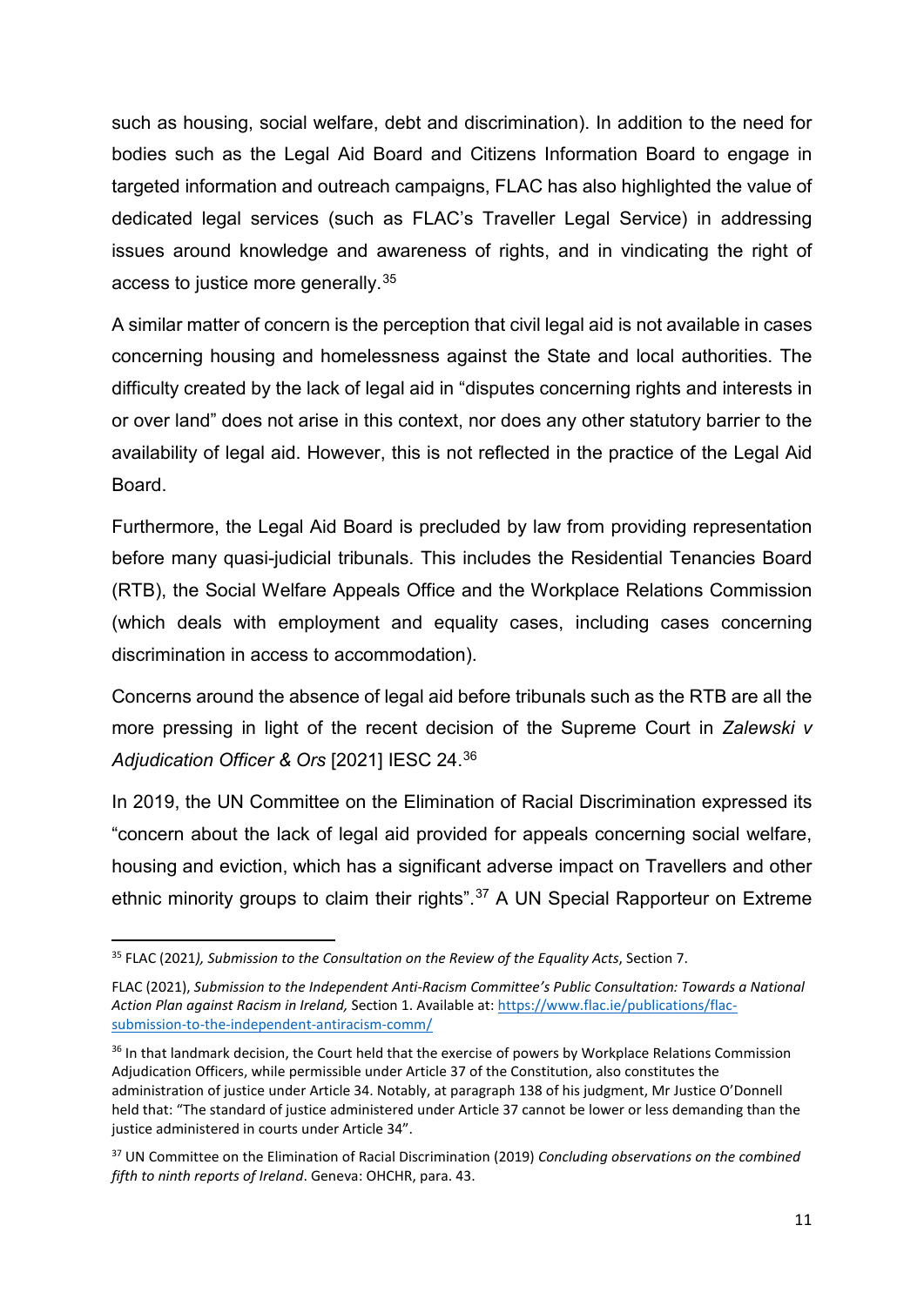such as housing, social welfare, debt and discrimination). In addition to the need for bodies such as the Legal Aid Board and Citizens Information Board to engage in targeted information and outreach campaigns, FLAC has also highlighted the value of dedicated legal services (such as FLAC's Traveller Legal Service) in addressing issues around knowledge and awareness of rights, and in vindicating the right of access to justice more generally.[35]

A similar matter of concern is the perception that civil legal aid is not available in cases concerning housing and homelessness against the State and local authorities. The difficulty created by the lack of legal aid in "disputes concerning rights and interests in or over land" does not arise in this context, nor does any other statutory barrier to the availability of legal aid. However, this is not reflected in the practice of the Legal Aid Board.

Furthermore, the Legal Aid Board is precluded by law from providing representation before many quasi-judicial tribunals. This includes the Residential Tenancies Board (RTB), the Social Welfare Appeals Office and the Workplace Relations Commission (which deals with employment and equality cases, including cases concerning discrimination in access to accommodation).

Concerns around the absence of legal aid before tribunals such as the RTB are all the more pressing in light of the recent decision of the Supreme Court in *Zalewski v Adjudication Officer & Ors* [2021] IESC 24.[36]

In 2019, the UN Committee on the Elimination of Racial Discrimination expressed its "concern about the lack of legal aid provided for appeals concerning social welfare, housing and eviction, which has a significant adverse impact on Travellers and other ethnic minority groups to claim their rights".[37] A UN Special Rapporteur on Extreme

---

[35] FLAC (2021*), Submission to the Consultation on the Review of the Equality Acts*, Section 7.

FLAC (2021), *Submission to the Independent Anti-Racism Committee's Public Consultation: Towards a National Action Plan against Racism in Ireland,* Section 1. Available at: https://www.flac.ie/publications/flac-submission-to-the-independent-antiracism-comm/

[36] In that landmark decision, the Court held that the exercise of powers by Workplace Relations Commission Adjudication Officers, while permissible under Article 37 of the Constitution, also constitutes the administration of justice under Article 34. Notably, at paragraph 138 of his judgment, Mr Justice O'Donnell held that: "The standard of justice administered under Article 37 cannot be lower or less demanding than the justice administered in courts under Article 34".

[37] UN Committee on the Elimination of Racial Discrimination (2019) *Concluding observations on the combined fifth to ninth reports of Ireland*. Geneva: OHCHR, para. 43.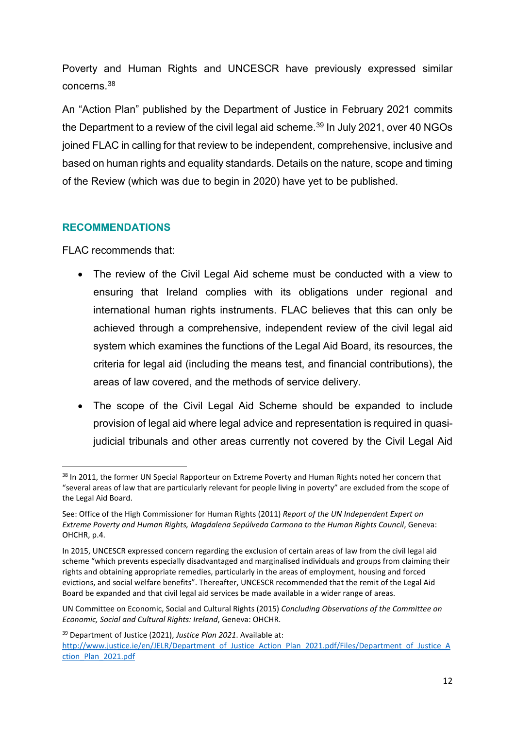Poverty and Human Rights and UNCESCR have previously expressed similar concerns.[38]

An "Action Plan" published by the Department of Justice in February 2021 commits the Department to a review of the civil legal aid scheme.[39] In July 2021, over 40 NGOs joined FLAC in calling for that review to be independent, comprehensive, inclusive and based on human rights and equality standards. Details on the nature, scope and timing of the Review (which was due to begin in 2020) have yet to be published.

## RECOMMENDATIONS

FLAC recommends that:

- The review of the Civil Legal Aid scheme must be conducted with a view to ensuring that Ireland complies with its obligations under regional and international human rights instruments. FLAC believes that this can only be achieved through a comprehensive, independent review of the civil legal aid system which examines the functions of the Legal Aid Board, its resources, the criteria for legal aid (including the means test, and financial contributions), the areas of law covered, and the methods of service delivery.
- The scope of the Civil Legal Aid Scheme should be expanded to include provision of legal aid where legal advice and representation is required in quasi-judicial tribunals and other areas currently not covered by the Civil Legal Aid

---

[38] In 2011, the former UN Special Rapporteur on Extreme Poverty and Human Rights noted her concern that "several areas of law that are particularly relevant for people living in poverty" are excluded from the scope of the Legal Aid Board.

See: Office of the High Commissioner for Human Rights (2011) *Report of the UN Independent Expert on Extreme Poverty and Human Rights, Magdalena Sepúlveda Carmona to the Human Rights Council*, Geneva: OHCHR, p.4.

In 2015, UNCESCR expressed concern regarding the exclusion of certain areas of law from the civil legal aid scheme "which prevents especially disadvantaged and marginalised individuals and groups from claiming their rights and obtaining appropriate remedies, particularly in the areas of employment, housing and forced evictions, and social welfare benefits". Thereafter, UNCESCR recommended that the remit of the Legal Aid Board be expanded and that civil legal aid services be made available in a wider range of areas.

UN Committee on Economic, Social and Cultural Rights (2015) *Concluding Observations of the Committee on Economic, Social and Cultural Rights: Ireland*, Geneva: OHCHR.

[39] Department of Justice (2021), *Justice Plan 2021*. Available at: http://www.justice.ie/en/JELR/Department_of_Justice_Action_Plan_2021.pdf/Files/Department_of_Justice_Action_Plan_2021.pdf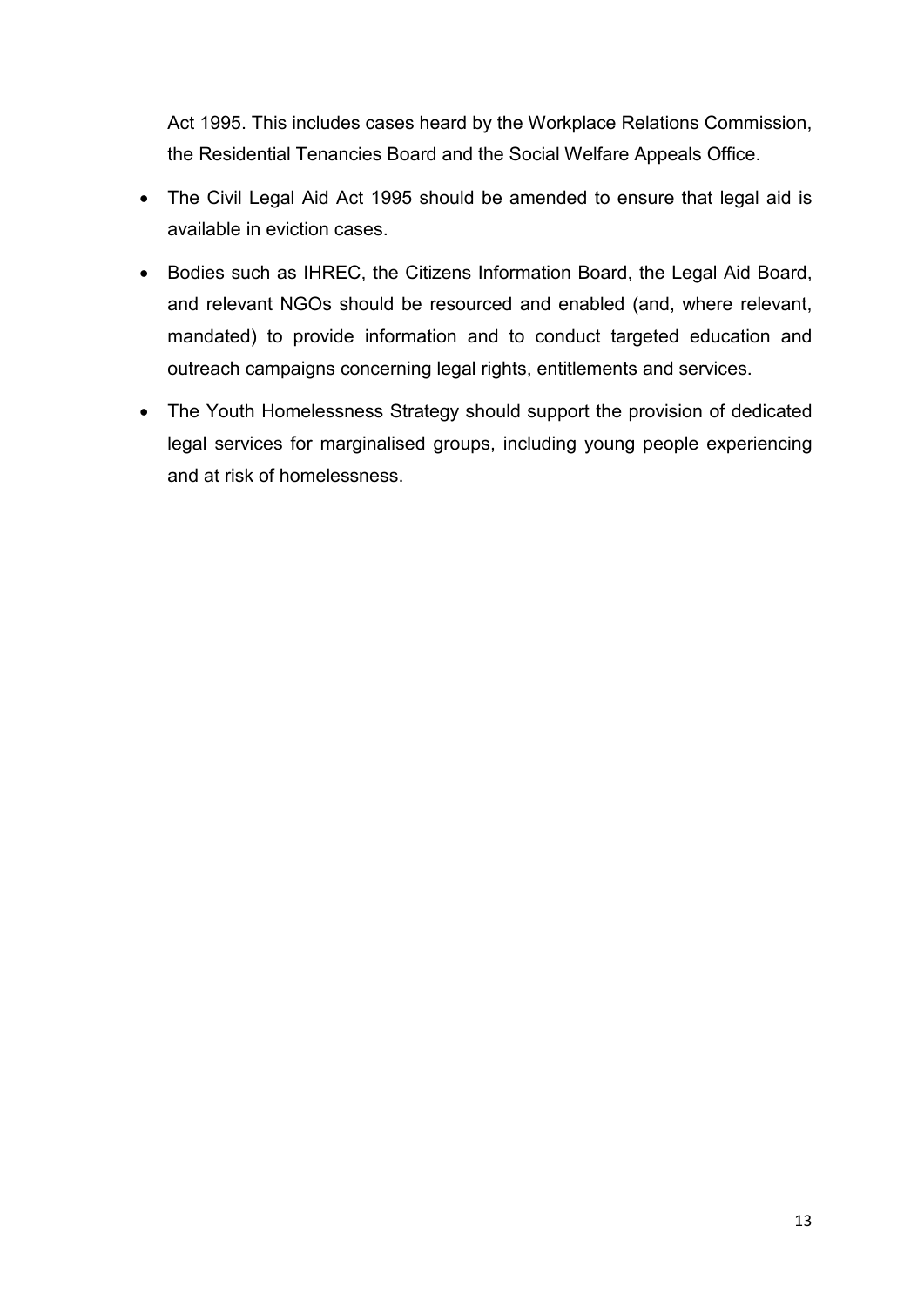Act 1995. This includes cases heard by the Workplace Relations Commission, the Residential Tenancies Board and the Social Welfare Appeals Office.

- The Civil Legal Aid Act 1995 should be amended to ensure that legal aid is available in eviction cases.
- Bodies such as IHREC, the Citizens Information Board, the Legal Aid Board, and relevant NGOs should be resourced and enabled (and, where relevant, mandated) to provide information and to conduct targeted education and outreach campaigns concerning legal rights, entitlements and services.
- The Youth Homelessness Strategy should support the provision of dedicated legal services for marginalised groups, including young people experiencing and at risk of homelessness.